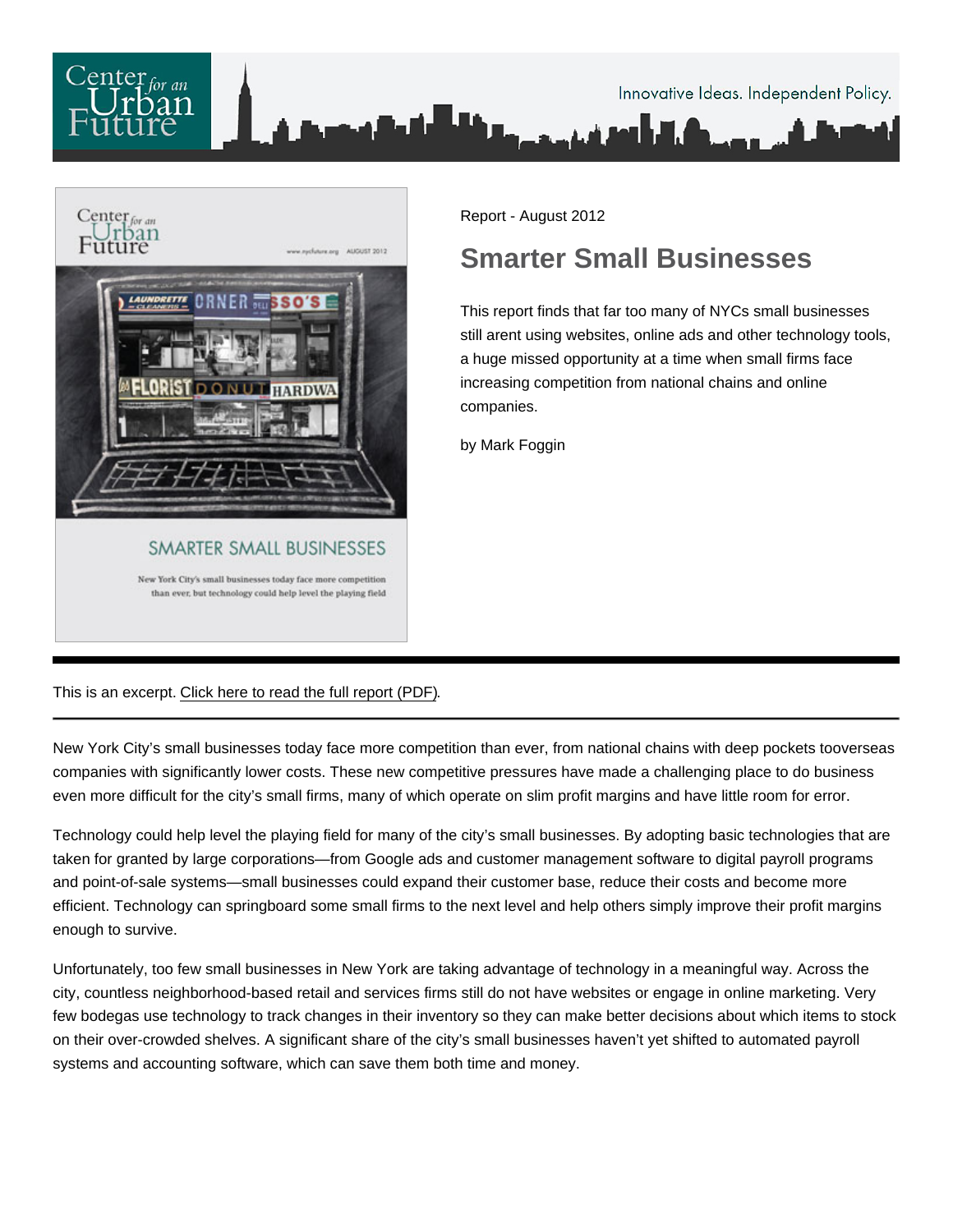Report - August 2012

# Smarter Small Businesses

This report finds that far too many of NYCs small businesses still arent using websites, online ads and other technology tools, a huge missed opportunity at a time when small firms face increasing competition from national chains and online companies.

by Mark Foggin

This is an excerpt. Click here to read the full report (PDF).

New York City's small businesses today face more competition than ever, from national chains with deep pockets tooverseas companies with significantly lower costs. These new competitive pressures have made a challenging place to do business even more difficult for the city's small firms, many of which operate on slim profit margins and have little room for error.

Technology could help level the playing field for many of the city's small businesses. By adopting basic technologies that are taken for granted by large corporations—from Google ads and customer management software to digital payroll programs and point-of-sale systems—small businesses could expand their customer base, reduce their costs and become more efficient. Technology can springboard some small firms to the next level and help others simply improve their profit margins enough to survive.

Unfortunately, too few small businesses in New York are taking advantage of technology in a meaningful way. Across the city, countless neighborhood-based retail and services firms still do not have websites or engage in online marketing. Very few bodegas use technology to track changes in their inventory so they can make better decisions about which items to stock on their over-crowded shelves. A significant share of the city's small businesses haven't yet shifted to automated payroll systems and accounting software, which can save them both time and money.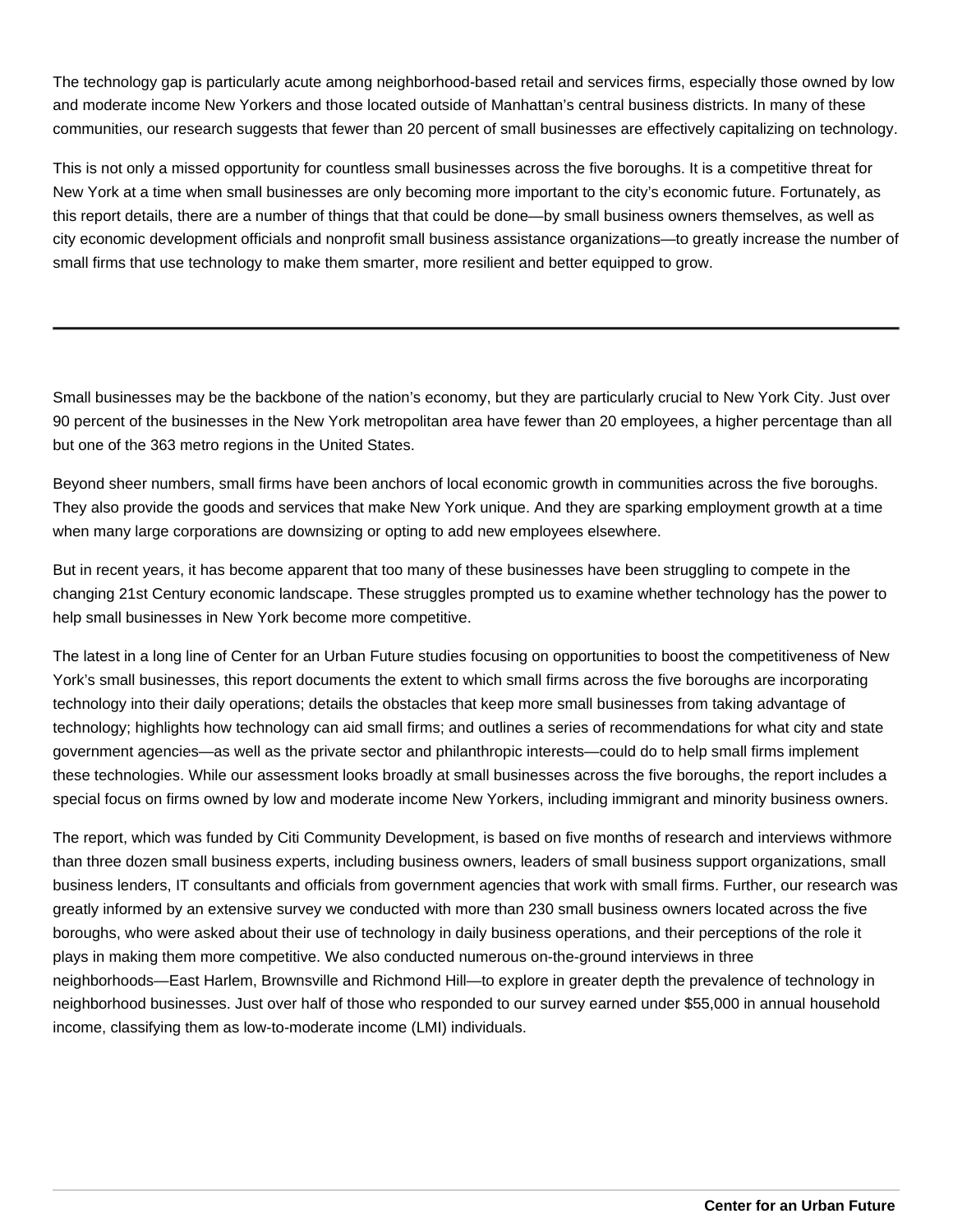The technology gap is particularly acute among neighborhood-based retail and services firms, especially those owned by low and moderate income New Yorkers and those located outside of Manhattan's central business districts. In many of these communities, our research suggests that fewer than 20 percent of small businesses are effectively capitalizing on technology.

This is not only a missed opportunity for countless small businesses across the five boroughs. It is a competitive threat for New York at a time when small businesses are only becoming more important to the city's economic future. Fortunately, as this report details, there are a number of things that that could be done—by small business owners themselves, as well as city economic development officials and nonprofit small business assistance organizations—to greatly increase the number of small firms that use technology to make them smarter, more resilient and better equipped to grow.

---

Small businesses may be the backbone of the nation's economy, but they are particularly crucial to New York City. Just over 90 percent of the businesses in the New York metropolitan area have fewer than 20 employees, a higher percentage than all but one of the 363 metro regions in the United States.

Beyond sheer numbers, small firms have been anchors of local economic growth in communities across the five boroughs. They also provide the goods and services that make New York unique. And they are sparking employment growth at a time when many large corporations are downsizing or opting to add new employees elsewhere.

But in recent years, it has become apparent that too many of these businesses have been struggling to compete in the changing 21st Century economic landscape. These struggles prompted us to examine whether technology has the power to help small businesses in New York become more competitive.

The latest in a long line of Center for an Urban Future studies focusing on opportunities to boost the competitiveness of New York's small businesses, this report documents the extent to which small firms across the five boroughs are incorporating technology into their daily operations; details the obstacles that keep more small businesses from taking advantage of technology; highlights how technology can aid small firms; and outlines a series of recommendations for what city and state government agencies—as well as the private sector and philanthropic interests—could do to help small firms implement these technologies. While our assessment looks broadly at small businesses across the five boroughs, the report includes a special focus on firms owned by low and moderate income New Yorkers, including immigrant and minority business owners.

The report, which was funded by Citi Community Development, is based on five months of research and interviews withmore than three dozen small business experts, including business owners, leaders of small business support organizations, small business lenders, IT consultants and officials from government agencies that work with small firms. Further, our research was greatly informed by an extensive survey we conducted with more than 230 small business owners located across the five boroughs, who were asked about their use of technology in daily business operations, and their perceptions of the role it plays in making them more competitive. We also conducted numerous on-the-ground interviews in three neighborhoods—East Harlem, Brownsville and Richmond Hill—to explore in greater depth the prevalence of technology in neighborhood businesses. Just over half of those who responded to our survey earned under $55,000 in annual household income, classifying them as low-to-moderate income (LMI) individuals.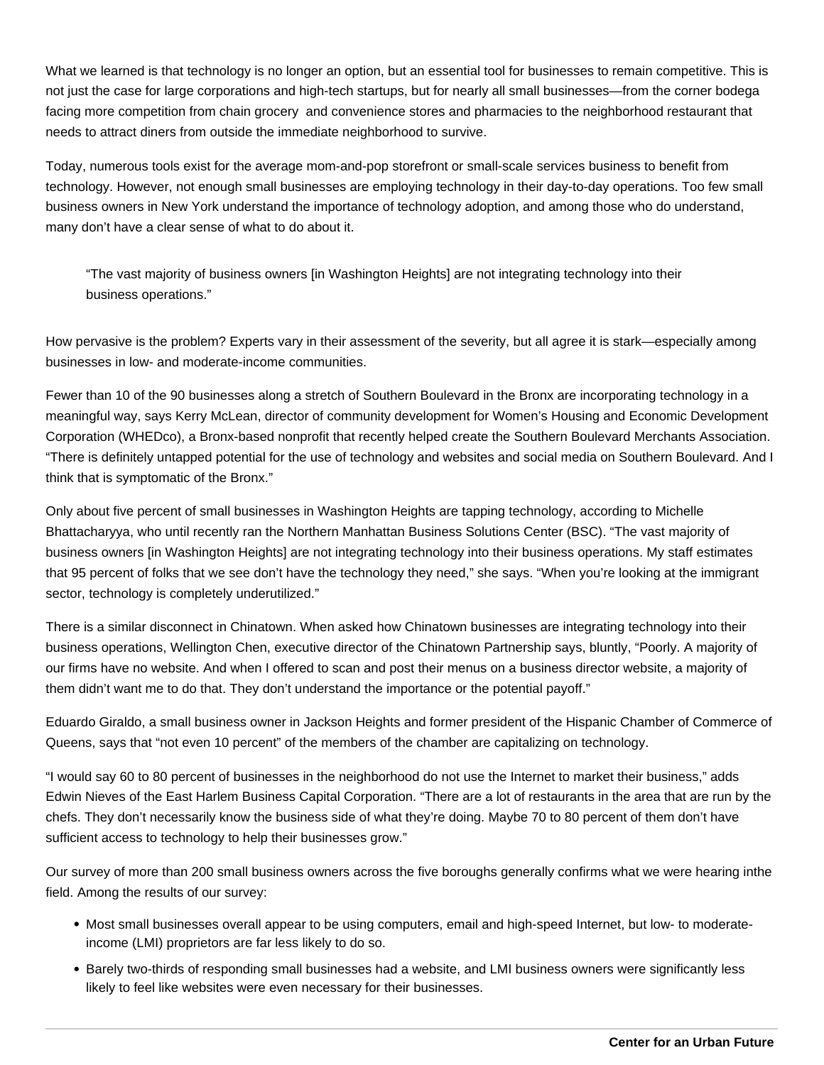What we learned is that technology is no longer an option, but an essential tool for businesses to remain competitive. This is not just the case for large corporations and high-tech startups, but for nearly all small businesses—from the corner bodega facing more competition from chain grocery  and convenience stores and pharmacies to the neighborhood restaurant that needs to attract diners from outside the immediate neighborhood to survive.

Today, numerous tools exist for the average mom-and-pop storefront or small-scale services business to benefit from technology. However, not enough small businesses are employing technology in their day-to-day operations. Too few small business owners in New York understand the importance of technology adoption, and among those who do understand, many don't have a clear sense of what to do about it.

> "The vast majority of business owners [in Washington Heights] are not integrating technology into their business operations."

How pervasive is the problem? Experts vary in their assessment of the severity, but all agree it is stark—especially among businesses in low- and moderate-income communities.

Fewer than 10 of the 90 businesses along a stretch of Southern Boulevard in the Bronx are incorporating technology in a meaningful way, says Kerry McLean, director of community development for Women's Housing and Economic Development Corporation (WHEDco), a Bronx-based nonprofit that recently helped create the Southern Boulevard Merchants Association. "There is definitely untapped potential for the use of technology and websites and social media on Southern Boulevard. And I think that is symptomatic of the Bronx."

Only about five percent of small businesses in Washington Heights are tapping technology, according to Michelle Bhattacharyya, who until recently ran the Northern Manhattan Business Solutions Center (BSC). "The vast majority of business owners [in Washington Heights] are not integrating technology into their business operations. My staff estimates that 95 percent of folks that we see don't have the technology they need," she says. "When you're looking at the immigrant sector, technology is completely underutilized."

There is a similar disconnect in Chinatown. When asked how Chinatown businesses are integrating technology into their business operations, Wellington Chen, executive director of the Chinatown Partnership says, bluntly, "Poorly. A majority of our firms have no website. And when I offered to scan and post their menus on a business director website, a majority of them didn't want me to do that. They don't understand the importance or the potential payoff."

Eduardo Giraldo, a small business owner in Jackson Heights and former president of the Hispanic Chamber of Commerce of Queens, says that "not even 10 percent" of the members of the chamber are capitalizing on technology.

"I would say 60 to 80 percent of businesses in the neighborhood do not use the Internet to market their business," adds Edwin Nieves of the East Harlem Business Capital Corporation. "There are a lot of restaurants in the area that are run by the chefs. They don't necessarily know the business side of what they're doing. Maybe 70 to 80 percent of them don't have sufficient access to technology to help their businesses grow."

Our survey of more than 200 small business owners across the five boroughs generally confirms what we were hearing inthe field. Among the results of our survey:

- Most small businesses overall appear to be using computers, email and high-speed Internet, but low- to moderate-income (LMI) proprietors are far less likely to do so.
- Barely two-thirds of responding small businesses had a website, and LMI business owners were significantly less likely to feel like websites were even necessary for their businesses.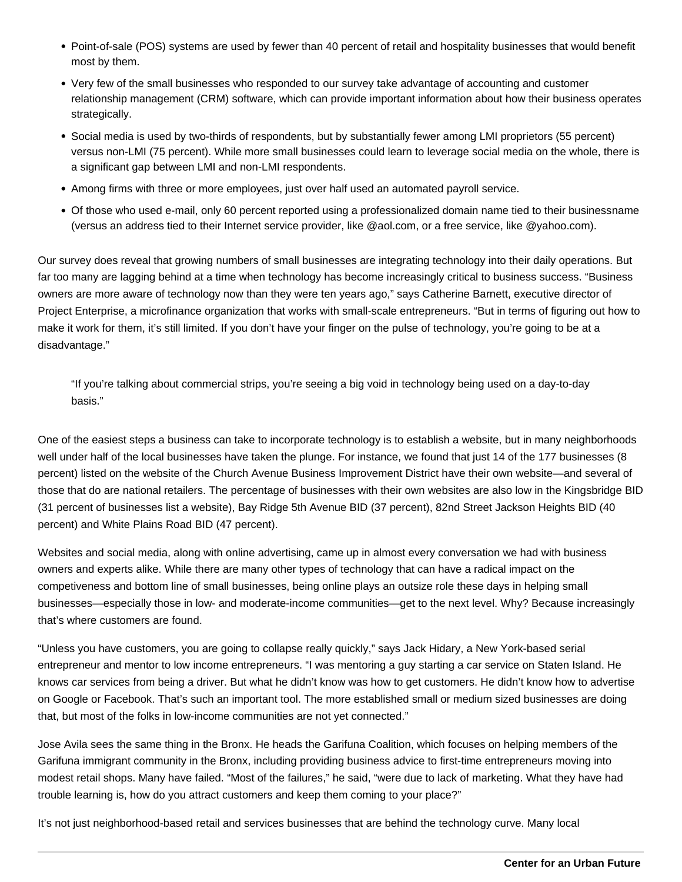- Point-of-sale (POS) systems are used by fewer than 40 percent of retail and hospitality businesses that would benefit most by them.
- Very few of the small businesses who responded to our survey take advantage of accounting and customer relationship management (CRM) software, which can provide important information about how their business operates strategically.
- Social media is used by two-thirds of respondents, but by substantially fewer among LMI proprietors (55 percent) versus non-LMI (75 percent). While more small businesses could learn to leverage social media on the whole, there is a significant gap between LMI and non-LMI respondents.
- Among firms with three or more employees, just over half used an automated payroll service.
- Of those who used e-mail, only 60 percent reported using a professionalized domain name tied to their businessname (versus an address tied to their Internet service provider, like @aol.com, or a free service, like @yahoo.com).

Our survey does reveal that growing numbers of small businesses are integrating technology into their daily operations. But far too many are lagging behind at a time when technology has become increasingly critical to business success. “Business owners are more aware of technology now than they were ten years ago,” says Catherine Barnett, executive director of Project Enterprise, a microfinance organization that works with small-scale entrepreneurs. “But in terms of figuring out how to make it work for them, it’s still limited. If you don’t have your finger on the pulse of technology, you’re going to be at a disadvantage.”

> “If you’re talking about commercial strips, you’re seeing a big void in technology being used on a day-to-day basis.”

One of the easiest steps a business can take to incorporate technology is to establish a website, but in many neighborhoods well under half of the local businesses have taken the plunge. For instance, we found that just 14 of the 177 businesses (8 percent) listed on the website of the Church Avenue Business Improvement District have their own website—and several of those that do are national retailers. The percentage of businesses with their own websites are also low in the Kingsbridge BID (31 percent of businesses list a website), Bay Ridge 5th Avenue BID (37 percent), 82nd Street Jackson Heights BID (40 percent) and White Plains Road BID (47 percent).

Websites and social media, along with online advertising, came up in almost every conversation we had with business owners and experts alike. While there are many other types of technology that can have a radical impact on the competiveness and bottom line of small businesses, being online plays an outsize role these days in helping small businesses—especially those in low- and moderate-income communities—get to the next level. Why? Because increasingly that’s where customers are found.

“Unless you have customers, you are going to collapse really quickly,” says Jack Hidary, a New York-based serial entrepreneur and mentor to low income entrepreneurs. “I was mentoring a guy starting a car service on Staten Island. He knows car services from being a driver. But what he didn’t know was how to get customers. He didn’t know how to advertise on Google or Facebook. That’s such an important tool. The more established small or medium sized businesses are doing that, but most of the folks in low-income communities are not yet connected.”

Jose Avila sees the same thing in the Bronx. He heads the Garifuna Coalition, which focuses on helping members of the Garifuna immigrant community in the Bronx, including providing business advice to first-time entrepreneurs moving into modest retail shops. Many have failed. “Most of the failures,” he said, “were due to lack of marketing. What they have had trouble learning is, how do you attract customers and keep them coming to your place?”

It’s not just neighborhood-based retail and services businesses that are behind the technology curve. Many local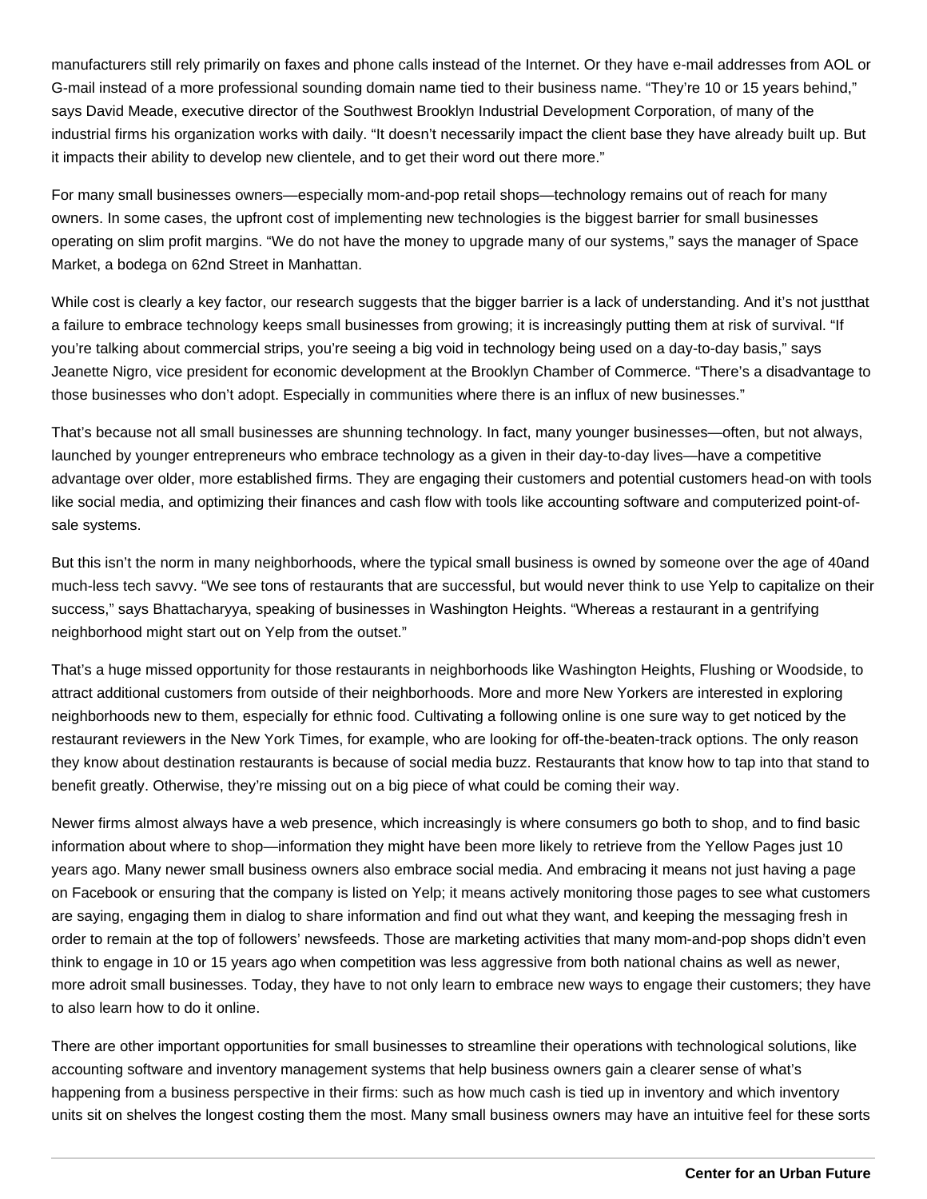manufacturers still rely primarily on faxes and phone calls instead of the Internet. Or they have e-mail addresses from AOL or G-mail instead of a more professional sounding domain name tied to their business name. "They're 10 or 15 years behind," says David Meade, executive director of the Southwest Brooklyn Industrial Development Corporation, of many of the industrial firms his organization works with daily. "It doesn't necessarily impact the client base they have already built up. But it impacts their ability to develop new clientele, and to get their word out there more."

For many small businesses owners—especially mom-and-pop retail shops—technology remains out of reach for many owners. In some cases, the upfront cost of implementing new technologies is the biggest barrier for small businesses operating on slim profit margins. "We do not have the money to upgrade many of our systems," says the manager of Space Market, a bodega on 62nd Street in Manhattan.

While cost is clearly a key factor, our research suggests that the bigger barrier is a lack of understanding. And it's not justthat a failure to embrace technology keeps small businesses from growing; it is increasingly putting them at risk of survival. "If you're talking about commercial strips, you're seeing a big void in technology being used on a day-to-day basis," says Jeanette Nigro, vice president for economic development at the Brooklyn Chamber of Commerce. "There's a disadvantage to those businesses who don't adopt. Especially in communities where there is an influx of new businesses."

That's because not all small businesses are shunning technology. In fact, many younger businesses—often, but not always, launched by younger entrepreneurs who embrace technology as a given in their day-to-day lives—have a competitive advantage over older, more established firms. They are engaging their customers and potential customers head-on with tools like social media, and optimizing their finances and cash flow with tools like accounting software and computerized point-of-sale systems.

But this isn't the norm in many neighborhoods, where the typical small business is owned by someone over the age of 40and much-less tech savvy. "We see tons of restaurants that are successful, but would never think to use Yelp to capitalize on their success," says Bhattacharyya, speaking of businesses in Washington Heights. "Whereas a restaurant in a gentrifying neighborhood might start out on Yelp from the outset."

That's a huge missed opportunity for those restaurants in neighborhoods like Washington Heights, Flushing or Woodside, to attract additional customers from outside of their neighborhoods. More and more New Yorkers are interested in exploring neighborhoods new to them, especially for ethnic food. Cultivating a following online is one sure way to get noticed by the restaurant reviewers in the New York Times, for example, who are looking for off-the-beaten-track options. The only reason they know about destination restaurants is because of social media buzz. Restaurants that know how to tap into that stand to benefit greatly. Otherwise, they're missing out on a big piece of what could be coming their way.

Newer firms almost always have a web presence, which increasingly is where consumers go both to shop, and to find basic information about where to shop—information they might have been more likely to retrieve from the Yellow Pages just 10 years ago. Many newer small business owners also embrace social media. And embracing it means not just having a page on Facebook or ensuring that the company is listed on Yelp; it means actively monitoring those pages to see what customers are saying, engaging them in dialog to share information and find out what they want, and keeping the messaging fresh in order to remain at the top of followers' newsfeeds. Those are marketing activities that many mom-and-pop shops didn't even think to engage in 10 or 15 years ago when competition was less aggressive from both national chains as well as newer, more adroit small businesses. Today, they have to not only learn to embrace new ways to engage their customers; they have to also learn how to do it online.

There are other important opportunities for small businesses to streamline their operations with technological solutions, like accounting software and inventory management systems that help business owners gain a clearer sense of what's happening from a business perspective in their firms: such as how much cash is tied up in inventory and which inventory units sit on shelves the longest costing them the most. Many small business owners may have an intuitive feel for these sorts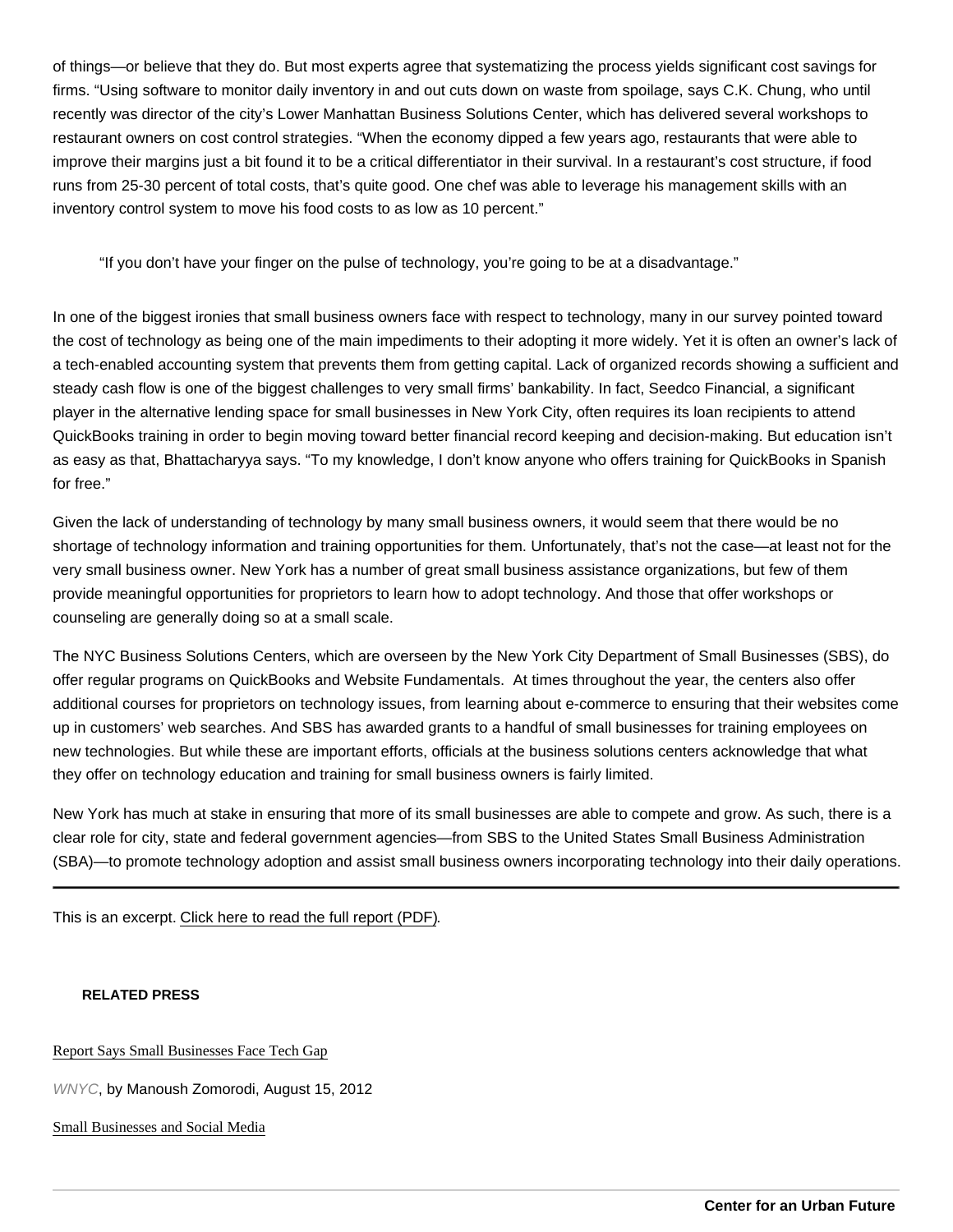of things—or believe that they do. But most experts agree that systematizing the process yields significant cost savings for firms. "Using software to monitor daily inventory in and out cuts down on waste from spoilage, says C.K. Chung, who until recently was director of the city's Lower Manhattan Business Solutions Center, which has delivered several workshops to restaurant owners on cost control strategies. "When the economy dipped a few years ago, restaurants that were able to improve their margins just a bit found it to be a critical differentiator in their survival. In a restaurant's cost structure, if food runs from 25-30 percent of total costs, that's quite good. One chef was able to leverage his management skills with an inventory control system to move his food costs to as low as 10 percent."

> "If you don't have your finger on the pulse of technology, you're going to be at a disadvantage."

In one of the biggest ironies that small business owners face with respect to technology, many in our survey pointed toward the cost of technology as being one of the main impediments to their adopting it more widely. Yet it is often an owner's lack of a tech-enabled accounting system that prevents them from getting capital. Lack of organized records showing a sufficient and steady cash flow is one of the biggest challenges to very small firms' bankability. In fact, Seedco Financial, a significant player in the alternative lending space for small businesses in New York City, often requires its loan recipients to attend QuickBooks training in order to begin moving toward better financial record keeping and decision-making. But education isn't as easy as that, Bhattacharyya says. "To my knowledge, I don't know anyone who offers training for QuickBooks in Spanish for free."

Given the lack of understanding of technology by many small business owners, it would seem that there would be no shortage of technology information and training opportunities for them. Unfortunately, that's not the case—at least not for the very small business owner. New York has a number of great small business assistance organizations, but few of them provide meaningful opportunities for proprietors to learn how to adopt technology. And those that offer workshops or counseling are generally doing so at a small scale.

The NYC Business Solutions Centers, which are overseen by the New York City Department of Small Businesses (SBS), do offer regular programs on QuickBooks and Website Fundamentals. At times throughout the year, the centers also offer additional courses for proprietors on technology issues, from learning about e-commerce to ensuring that their websites come up in customers' web searches. And SBS has awarded grants to a handful of small businesses for training employees on new technologies. But while these are important efforts, officials at the business solutions centers acknowledge that what they offer on technology education and training for small business owners is fairly limited.

New York has much at stake in ensuring that more of its small businesses are able to compete and grow. As such, there is a clear role for city, state and federal government agencies—from SBS to the United States Small Business Administration (SBA)—to promote technology adoption and assist small business owners incorporating technology into their daily operations.

---

This is an excerpt. Click here to read the full report (PDF).

**RELATED PRESS**

Report Says Small Businesses Face Tech Gap

WNYC, by Manoush Zomorodi, August 15, 2012

Small Businesses and Social Media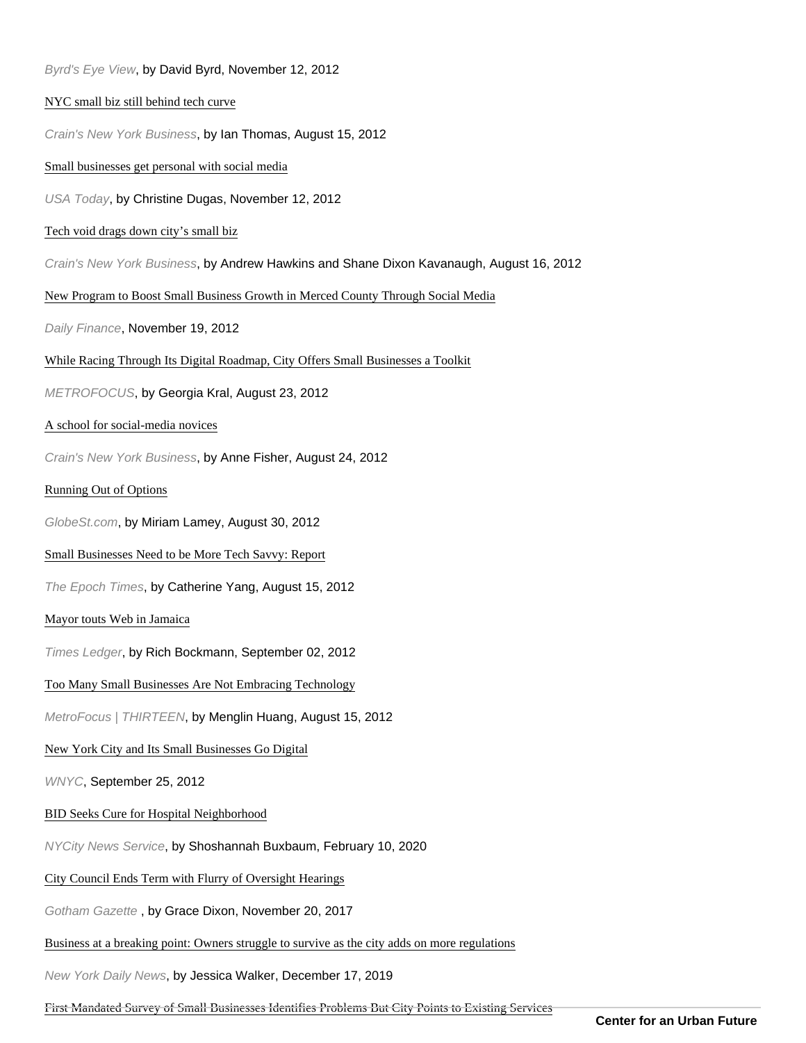*Byrd's Eye View*, by David Byrd, November 12, 2012

NYC small biz still behind tech curve

*Crain's New York Business*, by Ian Thomas, August 15, 2012

Small businesses get personal with social media

*USA Today*, by Christine Dugas, November 12, 2012

Tech void drags down city's small biz

*Crain's New York Business*, by Andrew Hawkins and Shane Dixon Kavanaugh, August 16, 2012

New Program to Boost Small Business Growth in Merced County Through Social Media

*Daily Finance*, November 19, 2012

While Racing Through Its Digital Roadmap, City Offers Small Businesses a Toolkit

*METROFOCUS*, by Georgia Kral, August 23, 2012

A school for social-media novices

*Crain's New York Business*, by Anne Fisher, August 24, 2012

Running Out of Options

*GlobeSt.com*, by Miriam Lamey, August 30, 2012

Small Businesses Need to be More Tech Savvy: Report

*The Epoch Times*, by Catherine Yang, August 15, 2012

Mayor touts Web in Jamaica

*Times Ledger*, by Rich Bockmann, September 02, 2012

Too Many Small Businesses Are Not Embracing Technology

*MetroFocus | THIRTEEN*, by Menglin Huang, August 15, 2012

New York City and Its Small Businesses Go Digital

*WNYC*, September 25, 2012

BID Seeks Cure for Hospital Neighborhood

*NYCity News Service*, by Shoshannah Buxbaum, February 10, 2020

City Council Ends Term with Flurry of Oversight Hearings

*Gotham Gazette* , by Grace Dixon, November 20, 2017

Business at a breaking point: Owners struggle to survive as the city adds on more regulations

*New York Daily News*, by Jessica Walker, December 17, 2019

First Mandated Survey of Small Businesses Identifies Problems But City Points to Existing Services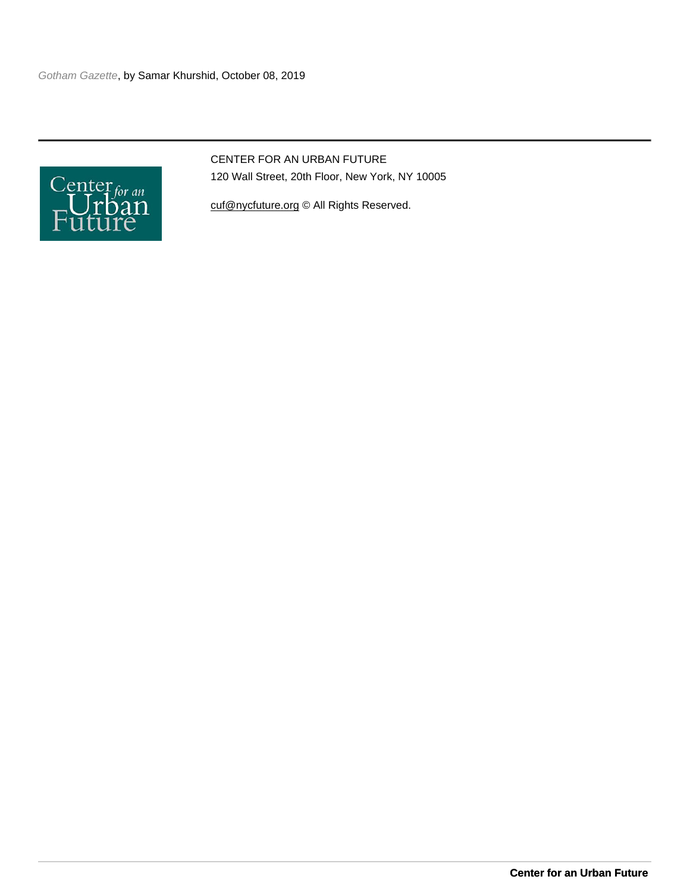*Gotham Gazette*, by Samar Khurshid, October 08, 2019

---

CENTER FOR AN URBAN FUTURE
120 Wall Street, 20th Floor, New York, NY 10005

cuf@nycfuture.org © All Rights Reserved.